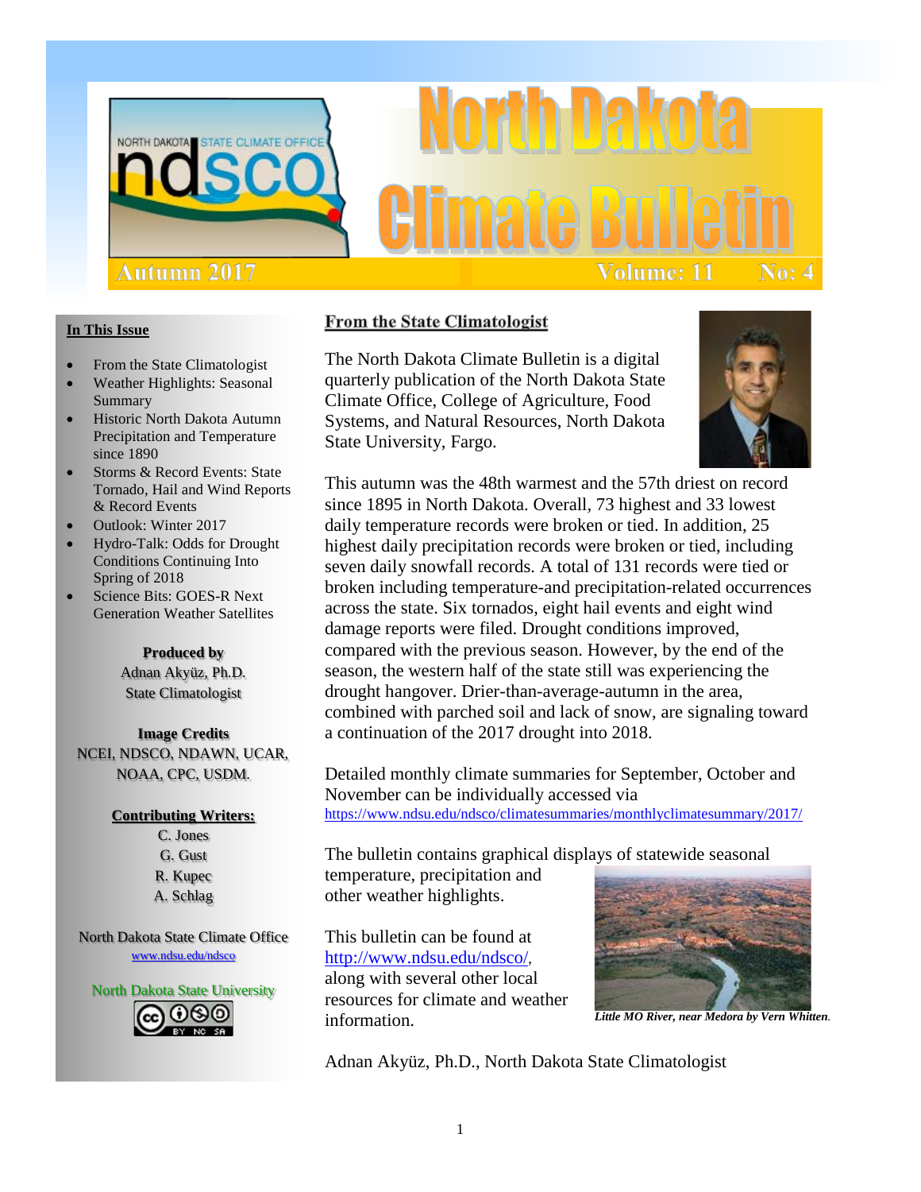# North Dakota Climate Bulletin

NORTH DAKOTA STATE CLIMATE OFFICE — ndsco

Autumn 2017 — Volume: 11 No: 4

## In This Issue

- From the State Climatologist
- Weather Highlights: Seasonal Summary
- Historic North Dakota Autumn Precipitation and Temperature since 1890
- Storms & Record Events: State Tornado, Hail and Wind Reports & Record Events
- Outlook: Winter 2017
- Hydro-Talk: Odds for Drought Conditions Continuing Into Spring of 2018
- Science Bits: GOES-R Next Generation Weather Satellites

**Produced by**
Adnan Akyüz, Ph.D.
State Climatologist

**Image Credits**
NCEI, NDSCO, NDAWN, UCAR, NOAA, CPC, USDM.

**Contributing Writers:**
C. Jones
G. Gust
R. Kupec
A. Schlag

North Dakota State Climate Office
www.ndsu.edu/ndsco

North Dakota State University

## From the State Climatologist

The North Dakota Climate Bulletin is a digital quarterly publication of the North Dakota State Climate Office, College of Agriculture, Food Systems, and Natural Resources, North Dakota State University, Fargo.

This autumn was the 48th warmest and the 57th driest on record since 1895 in North Dakota. Overall, 73 highest and 33 lowest daily temperature records were broken or tied. In addition, 25 highest daily precipitation records were broken or tied, including seven daily snowfall records. A total of 131 records were tied or broken including temperature-and precipitation-related occurrences across the state. Six tornados, eight hail events and eight wind damage reports were filed. Drought conditions improved, compared with the previous season. However, by the end of the season, the western half of the state still was experiencing the drought hangover. Drier-than-average-autumn in the area, combined with parched soil and lack of snow, are signaling toward a continuation of the 2017 drought into 2018.

Detailed monthly climate summaries for September, October and November can be individually accessed via https://www.ndsu.edu/ndsco/climatesummaries/monthlyclimatesummary/2017/

The bulletin contains graphical displays of statewide seasonal temperature, precipitation and other weather highlights.

This bulletin can be found at http://www.ndsu.edu/ndsco/, along with several other local resources for climate and weather information.

*Little MO River, near Medora by Vern Whitten.*

Adnan Akyüz, Ph.D., North Dakota State Climatologist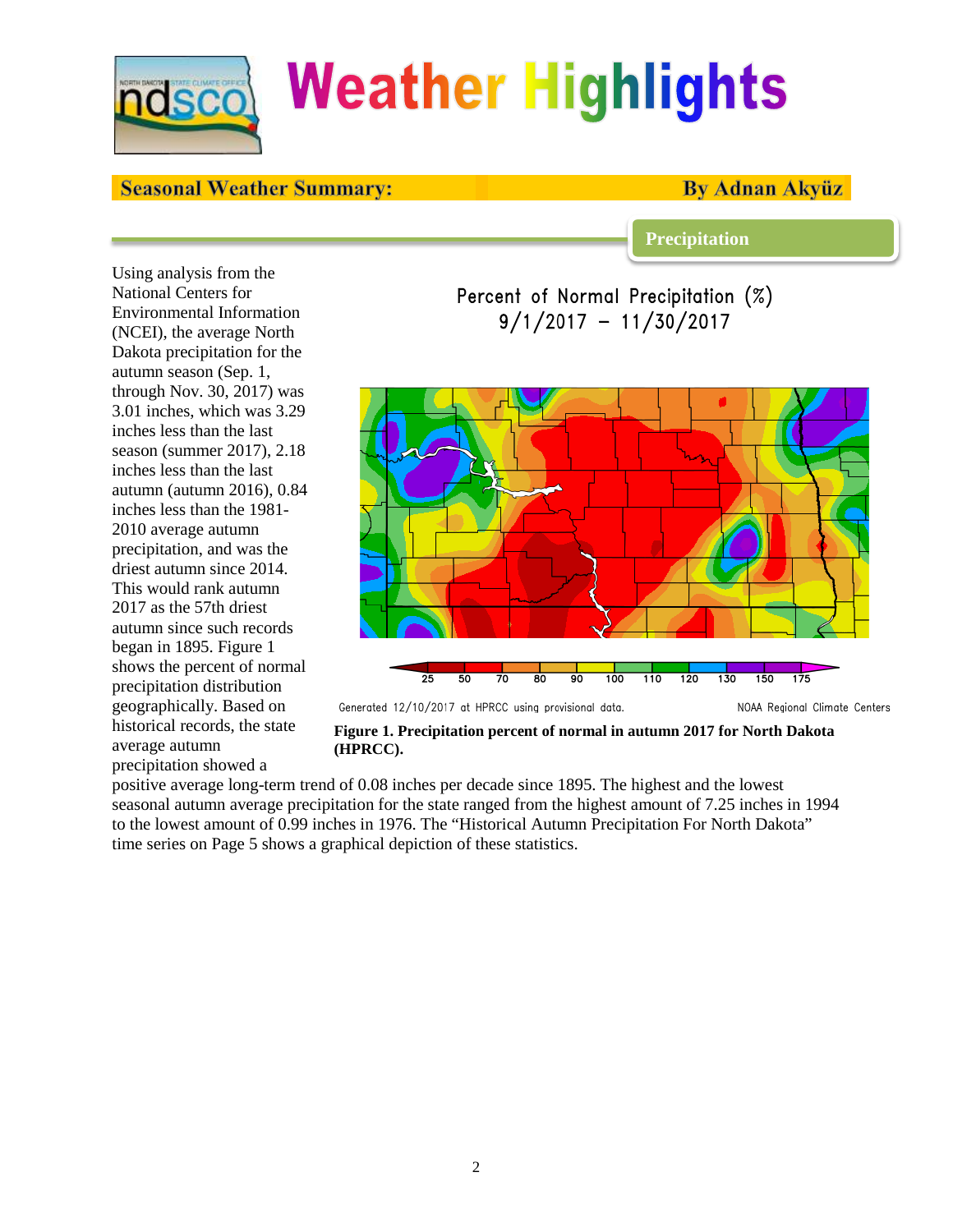# Weather Highlights

## Seasonal Weather Summary: By Adnan Akyüz

### Precipitation

Using analysis from the National Centers for Environmental Information (NCEI), the average North Dakota precipitation for the autumn season (Sep. 1, through Nov. 30, 2017) was 3.01 inches, which was 3.29 inches less than the last season (summer 2017), 2.18 inches less than the last autumn (autumn 2016), 0.84 inches less than the 1981-2010 average autumn precipitation, and was the driest autumn since 2014. This would rank autumn 2017 as the 57th driest autumn since such records began in 1895. Figure 1 shows the percent of normal precipitation distribution geographically. Based on historical records, the state average autumn precipitation showed a positive average long-term trend of 0.08 inches per decade since 1895. The highest and the lowest seasonal autumn average precipitation for the state ranged from the highest amount of 7.25 inches in 1994 to the lowest amount of 0.99 inches in 1976. The "Historical Autumn Precipitation For North Dakota" time series on Page 5 shows a graphical depiction of these statistics.

Percent of Normal Precipitation (%)
9/1/2017 – 11/30/2017

Generated 12/10/2017 at HPRCC using provisional data. NOAA Regional Climate Centers

**Figure 1. Precipitation percent of normal in autumn 2017 for North Dakota (HPRCC).**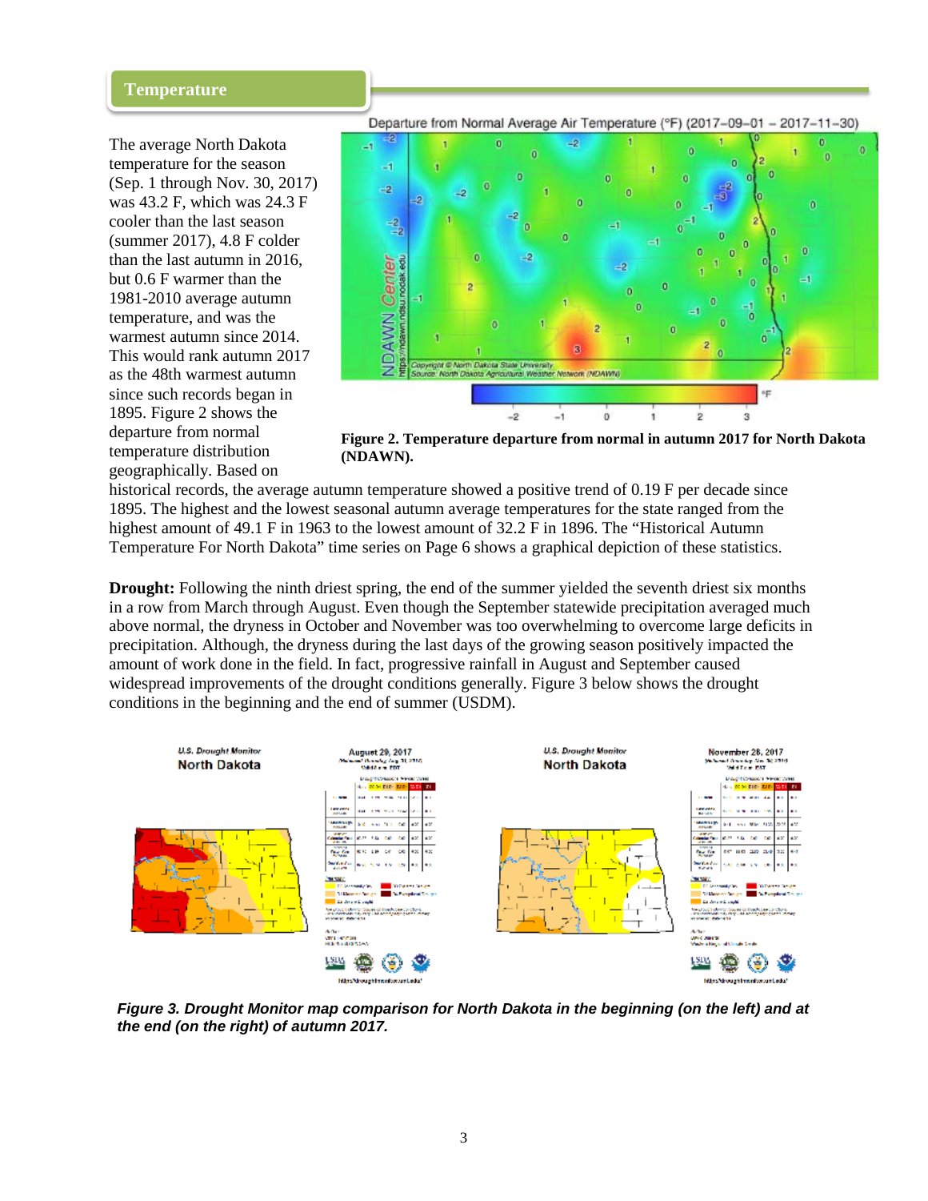## Temperature

The average North Dakota temperature for the season (Sep. 1 through Nov. 30, 2017) was 43.2 F, which was 24.3 F cooler than the last season (summer 2017), 4.8 F colder than the last autumn in 2016, but 0.6 F warmer than the 1981-2010 average autumn temperature, and was the warmest autumn since 2014. This would rank autumn 2017 as the 48th warmest autumn since such records began in 1895. Figure 2 shows the departure from normal temperature distribution geographically. Based on historical records, the average autumn temperature showed a positive trend of 0.19 F per decade since 1895. The highest and the lowest seasonal autumn average temperatures for the state ranged from the highest amount of 49.1 F in 1963 to the lowest amount of 32.2 F in 1896. The "Historical Autumn Temperature For North Dakota" time series on Page 6 shows a graphical depiction of these statistics.

**Figure 2. Temperature departure from normal in autumn 2017 for North Dakota (NDAWN).**

**Drought:** Following the ninth driest spring, the end of the summer yielded the seventh driest six months in a row from March through August. Even though the September statewide precipitation averaged much above normal, the dryness in October and November was too overwhelming to overcome large deficits in precipitation. Although, the dryness during the last days of the growing season positively impacted the amount of work done in the field. In fact, progressive rainfall in August and September caused widespread improvements of the drought conditions generally. Figure 3 below shows the drought conditions in the beginning and the end of summer (USDM).

***Figure 3. Drought Monitor map comparison for North Dakota in the beginning (on the left) and at the end (on the right) of autumn 2017.***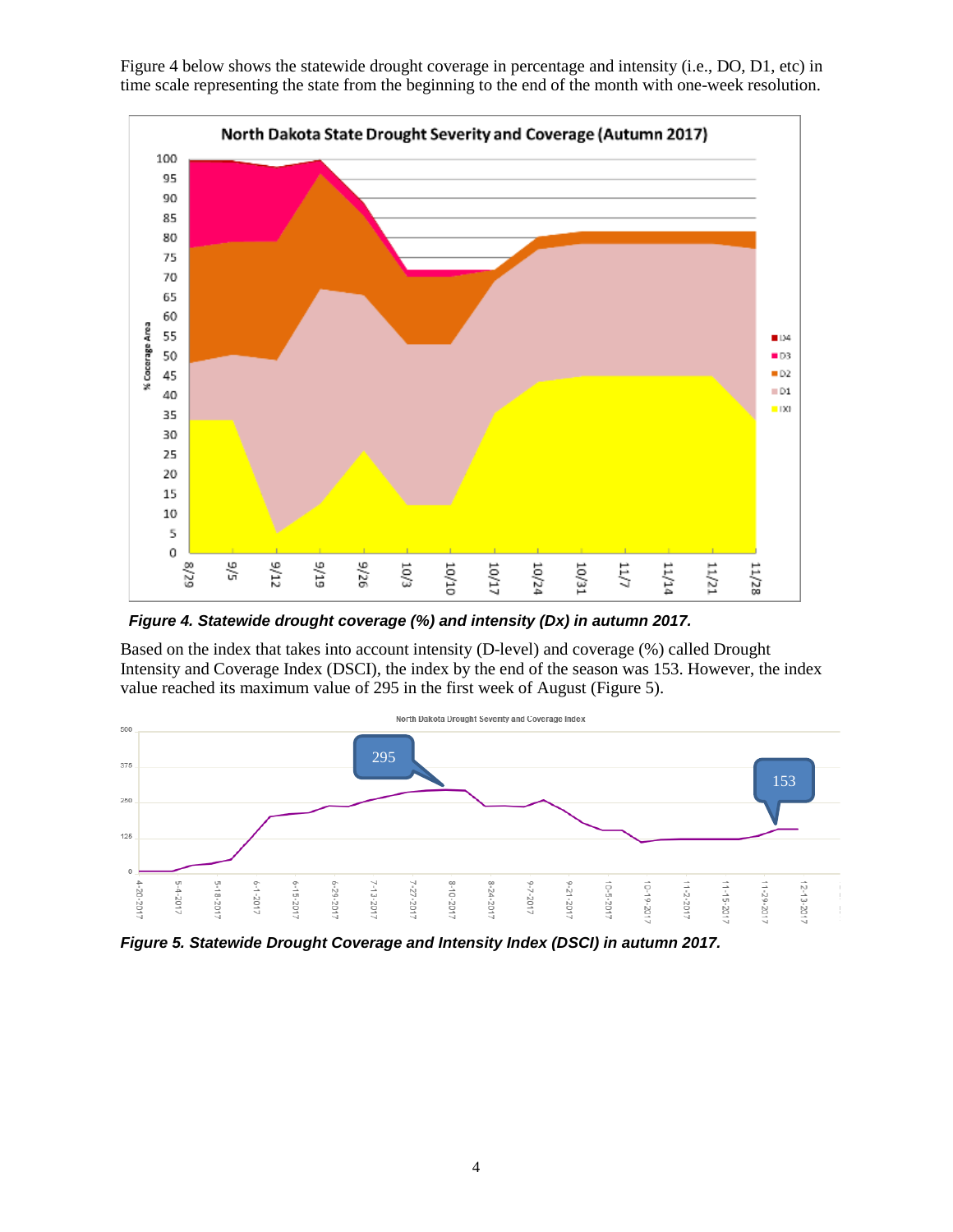Figure 4 below shows the statewide drought coverage in percentage and intensity (i.e., DO, D1, etc) in time scale representing the state from the beginning to the end of the month with one-week resolution.

***Figure 4. Statewide drought coverage (%) and intensity (Dx) in autumn 2017.***

Based on the index that takes into account intensity (D-level) and coverage (%) called Drought Intensity and Coverage Index (DSCI), the index by the end of the season was 153. However, the index value reached its maximum value of 295 in the first week of August (Figure 5).

***Figure 5. Statewide Drought Coverage and Intensity Index (DSCI) in autumn 2017.***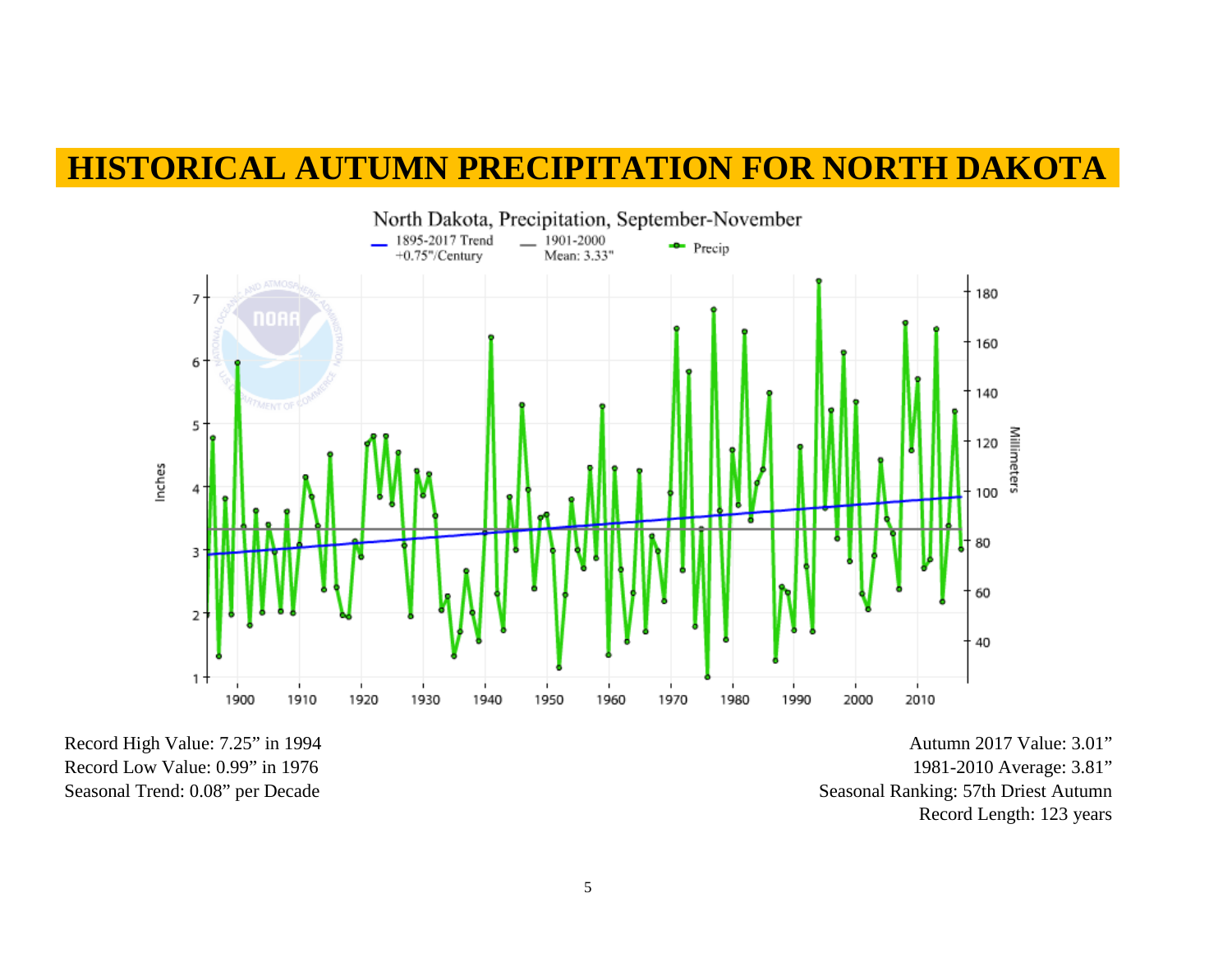# HISTORICAL AUTUMN PRECIPITATION FOR NORTH DAKOTA

Record High Value: 7.25" in 1994
Record Low Value: 0.99" in 1976
Seasonal Trend: 0.08" per Decade

Autumn 2017 Value: 3.01"
1981-2010 Average: 3.81"
Seasonal Ranking: 57th Driest Autumn
Record Length: 123 years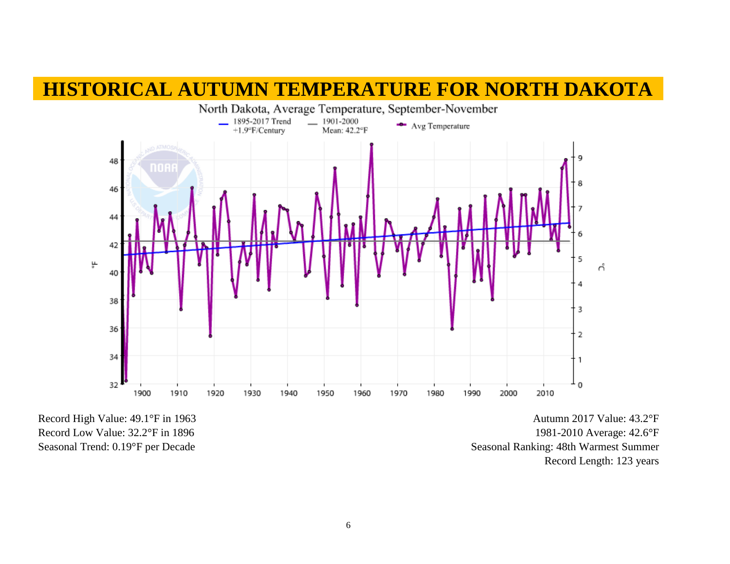# HISTORICAL AUTUMN TEMPERATURE FOR NORTH DAKOTA

North Dakota, Average Temperature, September-November

Record High Value: 49.1°F in 1963
Record Low Value: 32.2°F in 1896
Seasonal Trend: 0.19°F per Decade

Autumn 2017 Value: 43.2°F
1981-2010 Average: 42.6°F
Seasonal Ranking: 48th Warmest Summer
Record Length: 123 years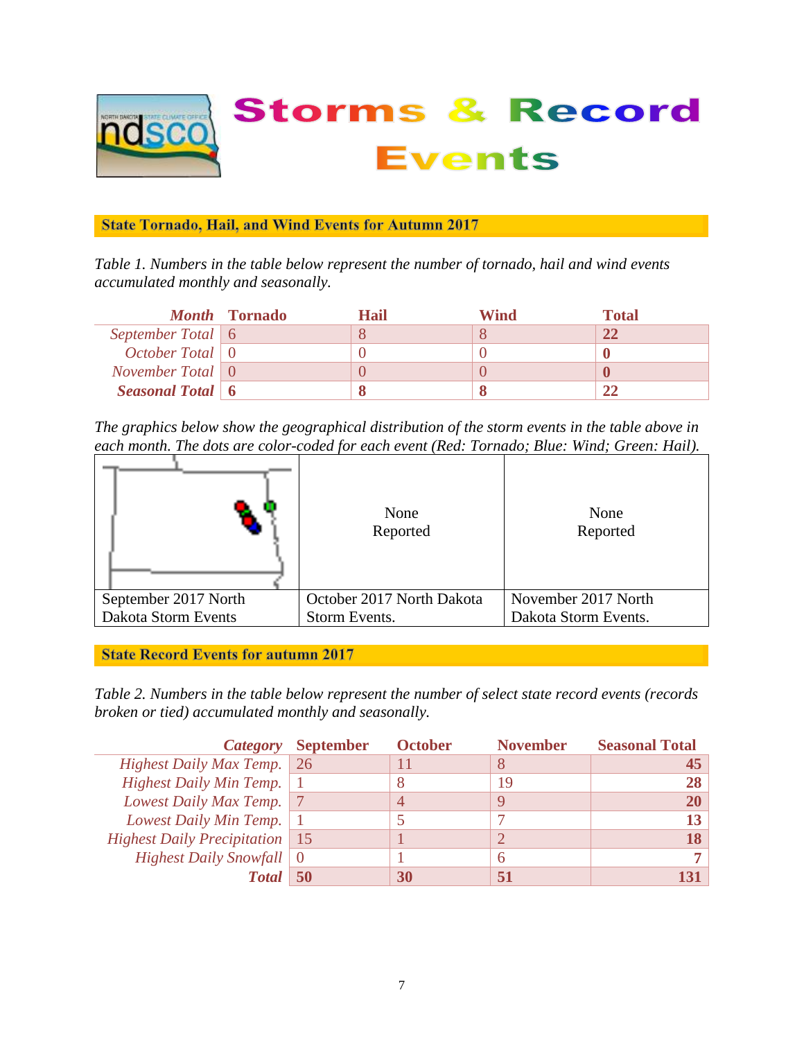# Storms & Record Events

## State Tornado, Hail, and Wind Events for Autumn 2017

*Table 1. Numbers in the table below represent the number of tornado, hail and wind events accumulated monthly and seasonally.*

| *Month* | Tornado | Hail | Wind | Total |
|---|---|---|---|---|
| *September Total* | 6 | 8 | 8 | **22** |
| *October Total* | 0 | 0 | 0 | **0** |
| *November Total* | 0 | 0 | 0 | **0** |
| ***Seasonal Total*** | **6** | **8** | **8** | **22** |

*The graphics below show the geographical distribution of the storm events in the table above in each month. The dots are color-coded for each event (Red: Tornado; Blue: Wind; Green: Hail).*

| | None Reported | None Reported |
|---|---|---|
| September 2017 North Dakota Storm Events | October 2017 North Dakota Storm Events. | November 2017 North Dakota Storm Events. |

## State Record Events for autumn 2017

*Table 2. Numbers in the table below represent the number of select state record events (records broken or tied) accumulated monthly and seasonally.*

| *Category* | September | October | November | Seasonal Total |
|---|---|---|---|---|
| *Highest Daily Max Temp.* | 26 | 11 | 8 | **45** |
| *Highest Daily Min Temp.* | 1 | 8 | 19 | **28** |
| *Lowest Daily Max Temp.* | 7 | 4 | 9 | **20** |
| *Lowest Daily Min Temp.* | 1 | 5 | 7 | **13** |
| *Highest Daily Precipitation* | 15 | 1 | 2 | **18** |
| *Highest Daily Snowfall* | 0 | 1 | 6 | **7** |
| ***Total*** | **50** | **30** | **51** | **131** |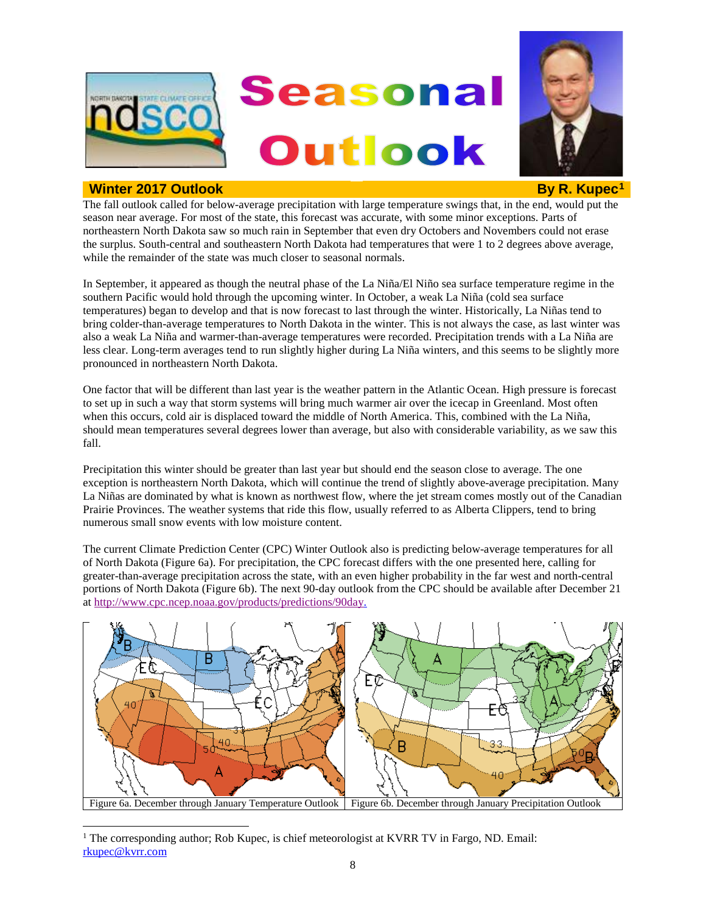# Seasonal Outlook

## Winter 2017 Outlook

**By R. Kupec[1]**

The fall outlook called for below-average precipitation with large temperature swings that, in the end, would put the season near average. For most of the state, this forecast was accurate, with some minor exceptions. Parts of northeastern North Dakota saw so much rain in September that even dry Octobers and Novembers could not erase the surplus. South-central and southeastern North Dakota had temperatures that were 1 to 2 degrees above average, while the remainder of the state was much closer to seasonal normals.

In September, it appeared as though the neutral phase of the La Niña/El Niño sea surface temperature regime in the southern Pacific would hold through the upcoming winter. In October, a weak La Niña (cold sea surface temperatures) began to develop and that is now forecast to last through the winter. Historically, La Niñas tend to bring colder-than-average temperatures to North Dakota in the winter. This is not always the case, as last winter was also a weak La Niña and warmer-than-average temperatures were recorded. Precipitation trends with a La Niña are less clear. Long-term averages tend to run slightly higher during La Niña winters, and this seems to be slightly more pronounced in northeastern North Dakota.

One factor that will be different than last year is the weather pattern in the Atlantic Ocean. High pressure is forecast to set up in such a way that storm systems will bring much warmer air over the icecap in Greenland. Most often when this occurs, cold air is displaced toward the middle of North America. This, combined with the La Niña, should mean temperatures several degrees lower than average, but also with considerable variability, as we saw this fall.

Precipitation this winter should be greater than last year but should end the season close to average. The one exception is northeastern North Dakota, which will continue the trend of slightly above-average precipitation. Many La Niñas are dominated by what is known as northwest flow, where the jet stream comes mostly out of the Canadian Prairie Provinces. The weather systems that ride this flow, usually referred to as Alberta Clippers, tend to bring numerous small snow events with low moisture content.

The current Climate Prediction Center (CPC) Winter Outlook also is predicting below-average temperatures for all of North Dakota (Figure 6a). For precipitation, the CPC forecast differs with the one presented here, calling for greater-than-average precipitation across the state, with an even higher probability in the far west and north-central portions of North Dakota (Figure 6b). The next 90-day outlook from the CPC should be available after December 21 at http://www.cpc.ncep.noaa.gov/products/predictions/90day.

Figure 6a. December through January Temperature Outlook

Figure 6b. December through January Precipitation Outlook

[1] The corresponding author; Rob Kupec, is chief meteorologist at KVRR TV in Fargo, ND. Email: rkupec@kvrr.com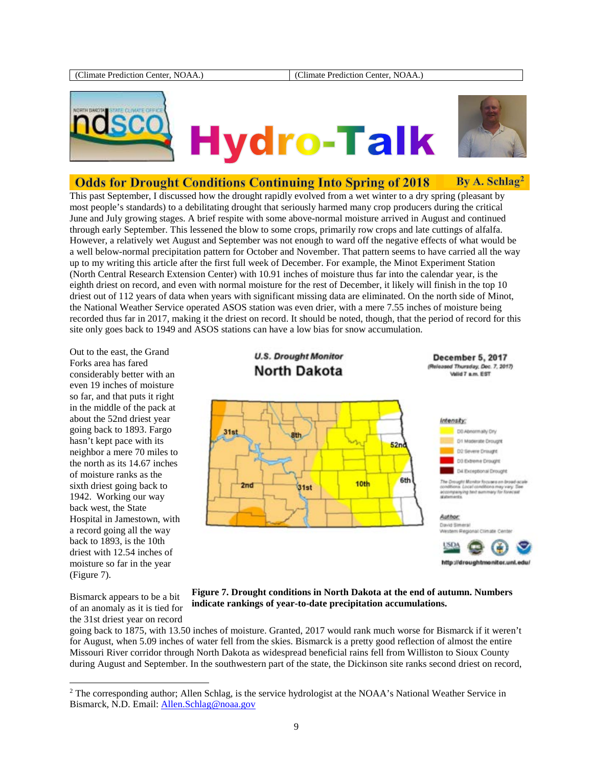| (Climate Prediction Center, NOAA.) | (Climate Prediction Center, NOAA.) |
| --- | --- |

# Hydro-Talk

## Odds for Drought Conditions Continuing Into Spring of 2018 — By A. Schlag[2]

This past September, I discussed how the drought rapidly evolved from a wet winter to a dry spring (pleasant by most people's standards) to a debilitating drought that seriously harmed many crop producers during the critical June and July growing stages. A brief respite with some above-normal moisture arrived in August and continued through early September. This lessened the blow to some crops, primarily row crops and late cuttings of alfalfa. However, a relatively wet August and September was not enough to ward off the negative effects of what would be a well below-normal precipitation pattern for October and November. That pattern seems to have carried all the way up to my writing this article after the first full week of December. For example, the Minot Experiment Station (North Central Research Extension Center) with 10.91 inches of moisture thus far into the calendar year, is the eighth driest on record, and even with normal moisture for the rest of December, it likely will finish in the top 10 driest out of 112 years of data when years with significant missing data are eliminated. On the north side of Minot, the National Weather Service operated ASOS station was even drier, with a mere 7.55 inches of moisture being recorded thus far in 2017, making it the driest on record. It should be noted, though, that the period of record for this site only goes back to 1949 and ASOS stations can have a low bias for snow accumulation.

Out to the east, the Grand Forks area has fared considerably better with an even 19 inches of moisture so far, and that puts it right in the middle of the pack at about the 52nd driest year going back to 1893. Fargo hasn't kept pace with its neighbor a mere 70 miles to the north as its 14.67 inches of moisture ranks as the sixth driest going back to 1942. Working our way back west, the State Hospital in Jamestown, with a record going all the way back to 1893, is the 10th driest with 12.54 inches of moisture so far in the year (Figure 7).

**Figure 7. Drought conditions in North Dakota at the end of autumn. Numbers indicate rankings of year-to-date precipitation accumulations.**

Bismarck appears to be a bit of an anomaly as it is tied for the 31st driest year on record going back to 1875, with 13.50 inches of moisture. Granted, 2017 would rank much worse for Bismarck if it weren't for August, when 5.09 inches of water fell from the skies. Bismarck is a pretty good reflection of almost the entire Missouri River corridor through North Dakota as widespread beneficial rains fell from Williston to Sioux County during August and September. In the southwestern part of the state, the Dickinson site ranks second driest on record,

---

[2] The corresponding author; Allen Schlag, is the service hydrologist at the NOAA's National Weather Service in Bismarck, N.D. Email: Allen.Schlag@noaa.gov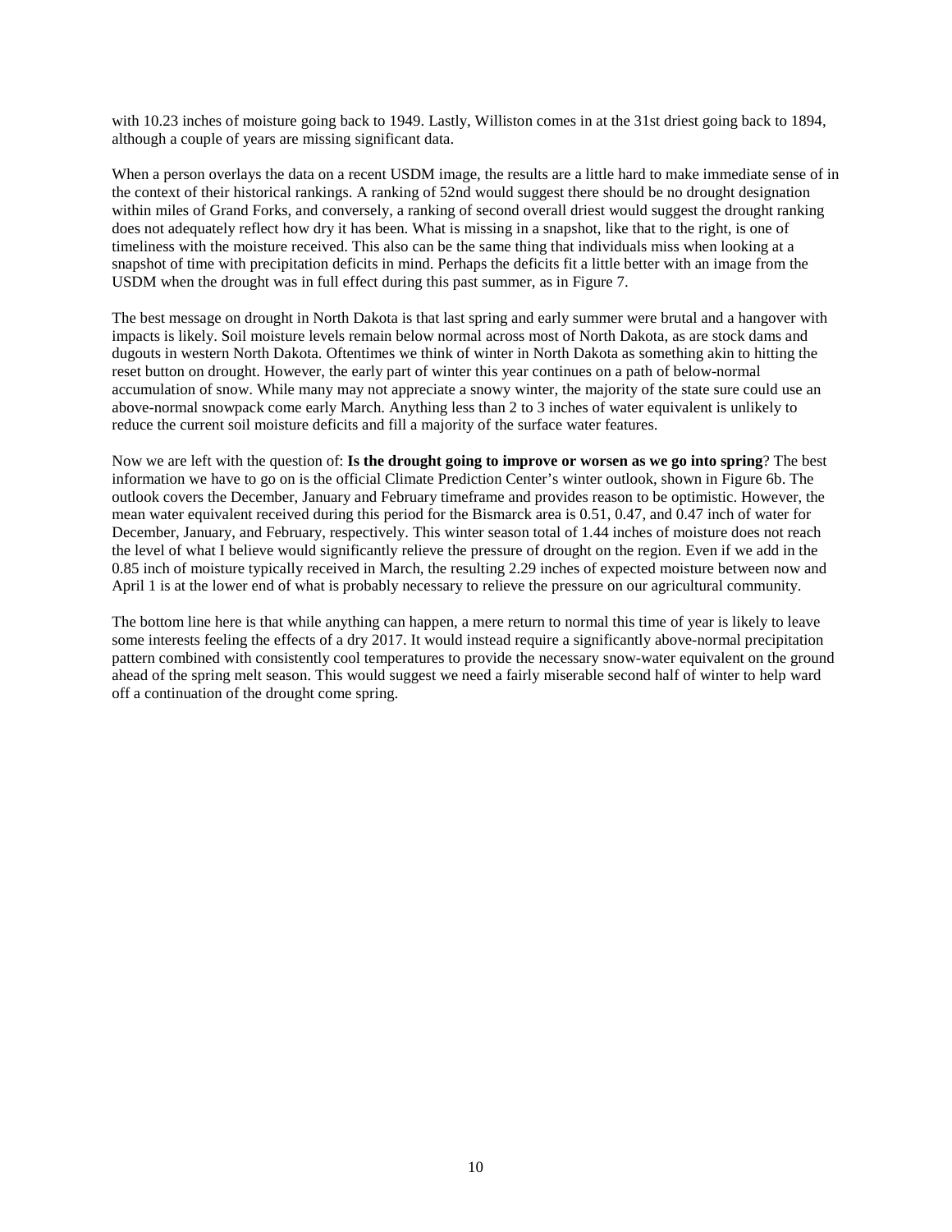with 10.23 inches of moisture going back to 1949. Lastly, Williston comes in at the 31st driest going back to 1894, although a couple of years are missing significant data.

When a person overlays the data on a recent USDM image, the results are a little hard to make immediate sense of in the context of their historical rankings. A ranking of 52nd would suggest there should be no drought designation within miles of Grand Forks, and conversely, a ranking of second overall driest would suggest the drought ranking does not adequately reflect how dry it has been. What is missing in a snapshot, like that to the right, is one of timeliness with the moisture received. This also can be the same thing that individuals miss when looking at a snapshot of time with precipitation deficits in mind. Perhaps the deficits fit a little better with an image from the USDM when the drought was in full effect during this past summer, as in Figure 7.

The best message on drought in North Dakota is that last spring and early summer were brutal and a hangover with impacts is likely. Soil moisture levels remain below normal across most of North Dakota, as are stock dams and dugouts in western North Dakota. Oftentimes we think of winter in North Dakota as something akin to hitting the reset button on drought. However, the early part of winter this year continues on a path of below-normal accumulation of snow. While many may not appreciate a snowy winter, the majority of the state sure could use an above-normal snowpack come early March. Anything less than 2 to 3 inches of water equivalent is unlikely to reduce the current soil moisture deficits and fill a majority of the surface water features.

Now we are left with the question of: **Is the drought going to improve or worsen as we go into spring**? The best information we have to go on is the official Climate Prediction Center's winter outlook, shown in Figure 6b. The outlook covers the December, January and February timeframe and provides reason to be optimistic. However, the mean water equivalent received during this period for the Bismarck area is 0.51, 0.47, and 0.47 inch of water for December, January, and February, respectively. This winter season total of 1.44 inches of moisture does not reach the level of what I believe would significantly relieve the pressure of drought on the region. Even if we add in the 0.85 inch of moisture typically received in March, the resulting 2.29 inches of expected moisture between now and April 1 is at the lower end of what is probably necessary to relieve the pressure on our agricultural community.

The bottom line here is that while anything can happen, a mere return to normal this time of year is likely to leave some interests feeling the effects of a dry 2017. It would instead require a significantly above-normal precipitation pattern combined with consistently cool temperatures to provide the necessary snow-water equivalent on the ground ahead of the spring melt season. This would suggest we need a fairly miserable second half of winter to help ward off a continuation of the drought come spring.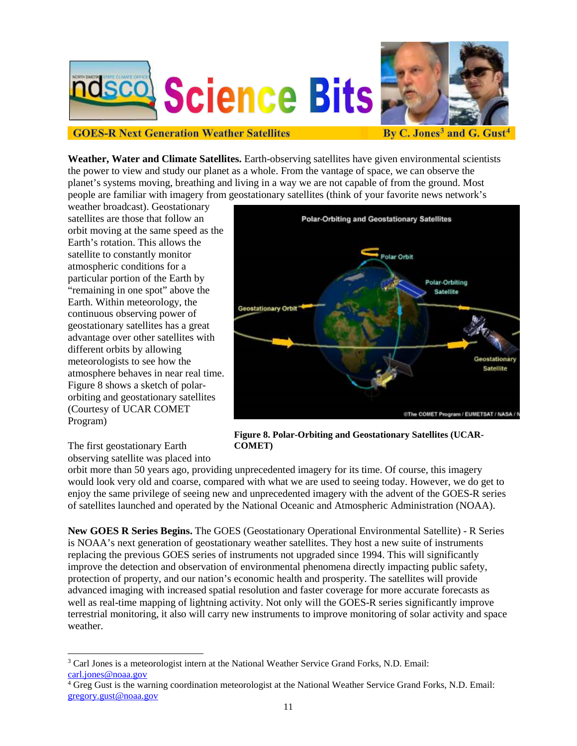# ndsco Science Bits

**GOES-R Next Generation Weather Satellites** — By C. Jones[3] and G. Gust[4]

**Weather, Water and Climate Satellites.** Earth-observing satellites have given environmental scientists the power to view and study our planet as a whole. From the vantage of space, we can observe the planet's systems moving, breathing and living in a way we are not capable of from the ground. Most people are familiar with imagery from geostationary satellites (think of your favorite news network's weather broadcast). Geostationary satellites are those that follow an orbit moving at the same speed as the Earth's rotation. This allows the satellite to constantly monitor atmospheric conditions for a particular portion of the Earth by "remaining in one spot" above the Earth. Within meteorology, the continuous observing power of geostationary satellites has a great advantage over other satellites with different orbits by allowing meteorologists to see how the atmosphere behaves in near real time. Figure 8 shows a sketch of polar-orbiting and geostationary satellites (Courtesy of UCAR COMET Program)

**Figure 8. Polar-Orbiting and Geostationary Satellites (UCAR-COMET)**

The first geostationary Earth observing satellite was placed into orbit more than 50 years ago, providing unprecedented imagery for its time. Of course, this imagery would look very old and coarse, compared with what we are used to seeing today. However, we do get to enjoy the same privilege of seeing new and unprecedented imagery with the advent of the GOES-R series of satellites launched and operated by the National Oceanic and Atmospheric Administration (NOAA).

**New GOES R Series Begins.** The GOES (Geostationary Operational Environmental Satellite) - R Series is NOAA's next generation of geostationary weather satellites. They host a new suite of instruments replacing the previous GOES series of instruments not upgraded since 1994. This will significantly improve the detection and observation of environmental phenomena directly impacting public safety, protection of property, and our nation's economic health and prosperity. The satellites will provide advanced imaging with increased spatial resolution and faster coverage for more accurate forecasts as well as real-time mapping of lightning activity. Not only will the GOES-R series significantly improve terrestrial monitoring, it also will carry new instruments to improve monitoring of solar activity and space weather.

---

[3] Carl Jones is a meteorologist intern at the National Weather Service Grand Forks, N.D. Email: carl.jones@noaa.gov

[4] Greg Gust is the warning coordination meteorologist at the National Weather Service Grand Forks, N.D. Email: gregory.gust@noaa.gov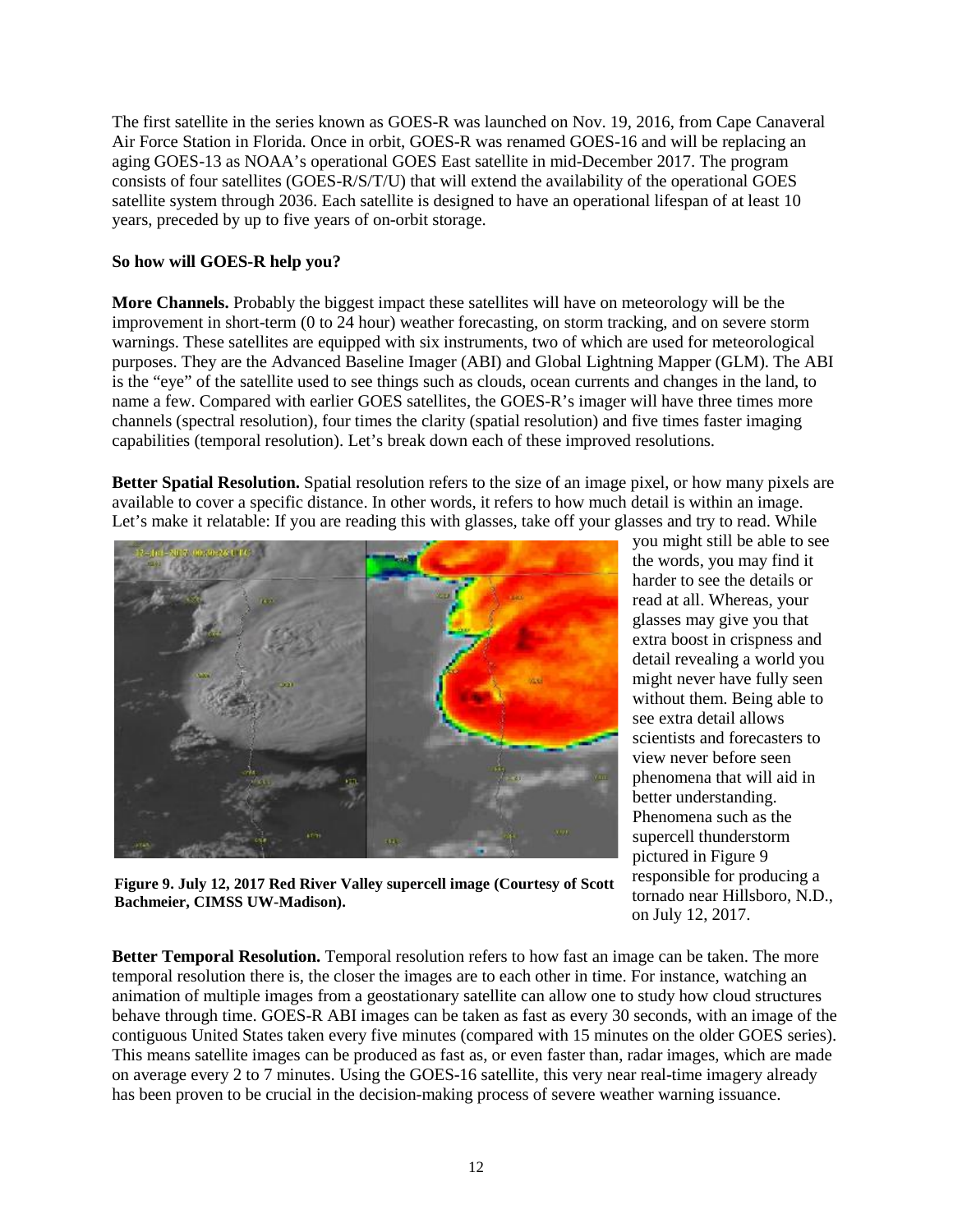The first satellite in the series known as GOES-R was launched on Nov. 19, 2016, from Cape Canaveral Air Force Station in Florida. Once in orbit, GOES-R was renamed GOES-16 and will be replacing an aging GOES-13 as NOAA's operational GOES East satellite in mid-December 2017. The program consists of four satellites (GOES-R/S/T/U) that will extend the availability of the operational GOES satellite system through 2036. Each satellite is designed to have an operational lifespan of at least 10 years, preceded by up to five years of on-orbit storage.

**So how will GOES-R help you?**

**More Channels.** Probably the biggest impact these satellites will have on meteorology will be the improvement in short-term (0 to 24 hour) weather forecasting, on storm tracking, and on severe storm warnings. These satellites are equipped with six instruments, two of which are used for meteorological purposes. They are the Advanced Baseline Imager (ABI) and Global Lightning Mapper (GLM). The ABI is the "eye" of the satellite used to see things such as clouds, ocean currents and changes in the land, to name a few. Compared with earlier GOES satellites, the GOES-R's imager will have three times more channels (spectral resolution), four times the clarity (spatial resolution) and five times faster imaging capabilities (temporal resolution). Let's break down each of these improved resolutions.

**Better Spatial Resolution.** Spatial resolution refers to the size of an image pixel, or how many pixels are available to cover a specific distance. In other words, it refers to how much detail is within an image. Let's make it relatable: If you are reading this with glasses, take off your glasses and try to read. While you might still be able to see the words, you may find it harder to see the details or read at all. Whereas, your glasses may give you that extra boost in crispness and detail revealing a world you might never have fully seen without them. Being able to see extra detail allows scientists and forecasters to view never before seen phenomena that will aid in better understanding. Phenomena such as the supercell thunderstorm pictured in Figure 9 responsible for producing a tornado near Hillsboro, N.D., on July 12, 2017.

**Figure 9. July 12, 2017 Red River Valley supercell image (Courtesy of Scott Bachmeier, CIMSS UW-Madison).**

**Better Temporal Resolution.** Temporal resolution refers to how fast an image can be taken. The more temporal resolution there is, the closer the images are to each other in time. For instance, watching an animation of multiple images from a geostationary satellite can allow one to study how cloud structures behave through time. GOES-R ABI images can be taken as fast as every 30 seconds, with an image of the contiguous United States taken every five minutes (compared with 15 minutes on the older GOES series). This means satellite images can be produced as fast as, or even faster than, radar images, which are made on average every 2 to 7 minutes. Using the GOES-16 satellite, this very near real-time imagery already has been proven to be crucial in the decision-making process of severe weather warning issuance.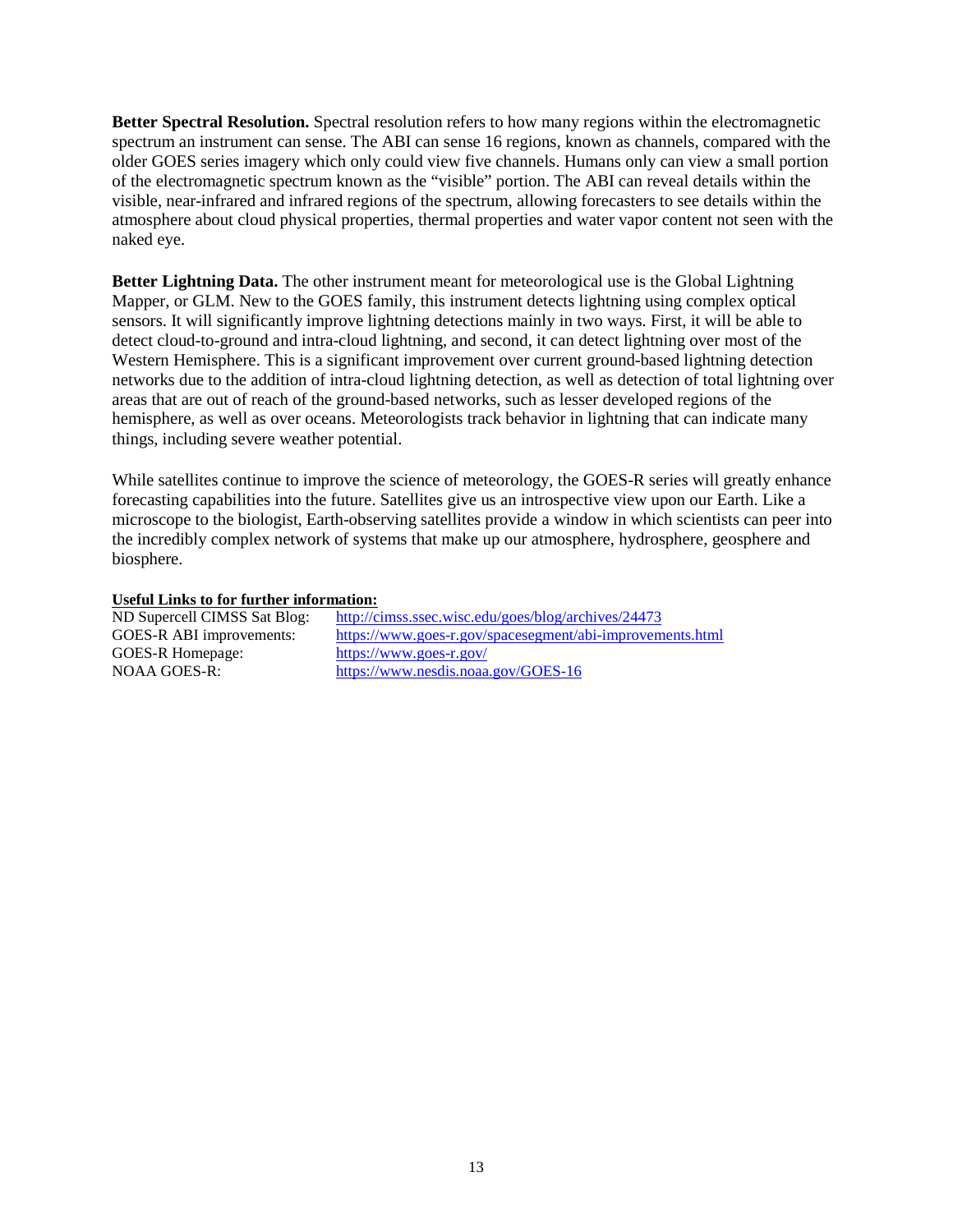**Better Spectral Resolution.** Spectral resolution refers to how many regions within the electromagnetic spectrum an instrument can sense. The ABI can sense 16 regions, known as channels, compared with the older GOES series imagery which only could view five channels. Humans only can view a small portion of the electromagnetic spectrum known as the "visible" portion. The ABI can reveal details within the visible, near-infrared and infrared regions of the spectrum, allowing forecasters to see details within the atmosphere about cloud physical properties, thermal properties and water vapor content not seen with the naked eye.

**Better Lightning Data.** The other instrument meant for meteorological use is the Global Lightning Mapper, or GLM. New to the GOES family, this instrument detects lightning using complex optical sensors. It will significantly improve lightning detections mainly in two ways. First, it will be able to detect cloud-to-ground and intra-cloud lightning, and second, it can detect lightning over most of the Western Hemisphere. This is a significant improvement over current ground-based lightning detection networks due to the addition of intra-cloud lightning detection, as well as detection of total lightning over areas that are out of reach of the ground-based networks, such as lesser developed regions of the hemisphere, as well as over oceans. Meteorologists track behavior in lightning that can indicate many things, including severe weather potential.

While satellites continue to improve the science of meteorology, the GOES-R series will greatly enhance forecasting capabilities into the future. Satellites give us an introspective view upon our Earth. Like a microscope to the biologist, Earth-observing satellites provide a window in which scientists can peer into the incredibly complex network of systems that make up our atmosphere, hydrosphere, geosphere and biosphere.

**Useful Links to for further information:**

| | |
|---|---|
| ND Supercell CIMSS Sat Blog: | http://cimss.ssec.wisc.edu/goes/blog/archives/24473 |
| GOES-R ABI improvements: | https://www.goes-r.gov/spacesegment/abi-improvements.html |
| GOES-R Homepage: | https://www.goes-r.gov/ |
| NOAA GOES-R: | https://www.nesdis.noaa.gov/GOES-16 |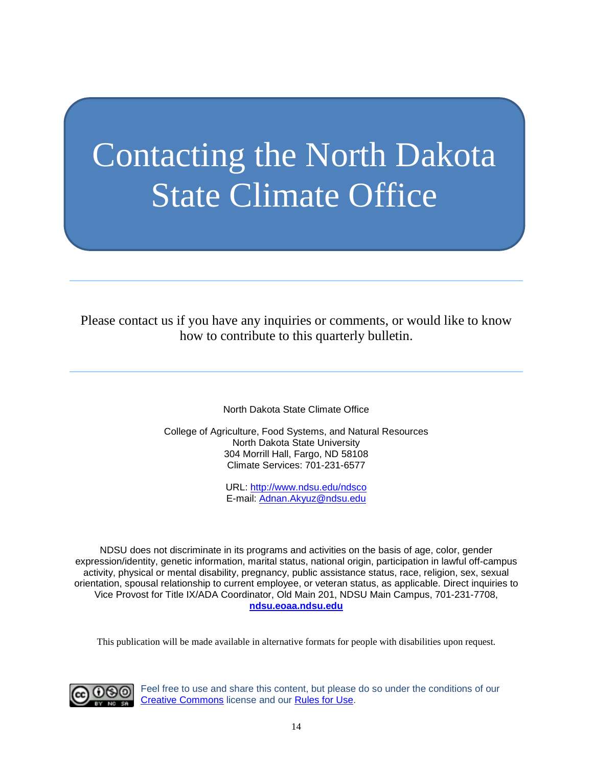# Contacting the North Dakota State Climate Office

Please contact us if you have any inquiries or comments, or would like to know how to contribute to this quarterly bulletin.

North Dakota State Climate Office

College of Agriculture, Food Systems, and Natural Resources
North Dakota State University
304 Morrill Hall, Fargo, ND 58108
Climate Services: 701-231-6577

URL: http://www.ndsu.edu/ndsco
E-mail: Adnan.Akyuz@ndsu.edu

NDSU does not discriminate in its programs and activities on the basis of age, color, gender expression/identity, genetic information, marital status, national origin, participation in lawful off-campus activity, physical or mental disability, pregnancy, public assistance status, race, religion, sex, sexual orientation, spousal relationship to current employee, or veteran status, as applicable. Direct inquiries to Vice Provost for Title IX/ADA Coordinator, Old Main 201, NDSU Main Campus, 701-231-7708, **ndsu.eoaa.ndsu.edu**

This publication will be made available in alternative formats for people with disabilities upon request.

Feel free to use and share this content, but please do so under the conditions of our Creative Commons license and our Rules for Use.